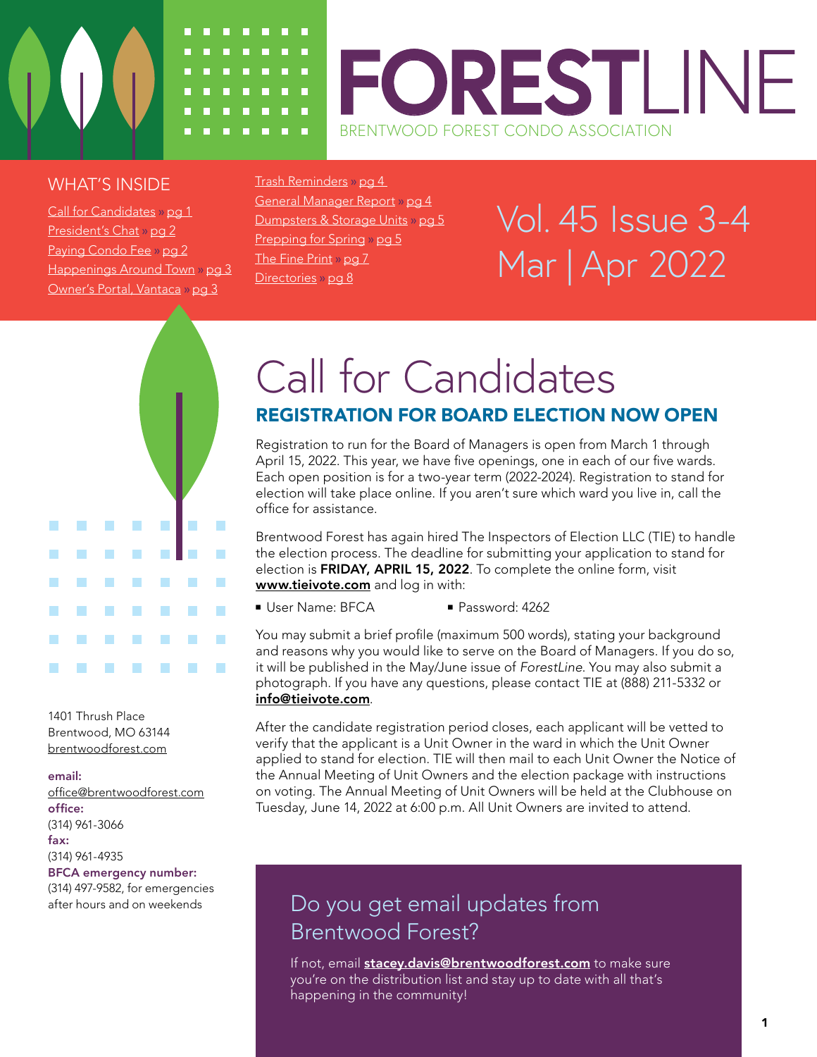# FORESTLINE

BRENTWOOD FOREST CONDO ASSOCIATION

## WHAT'S INSIDE

- Call for Candidates » pg 1
- President's Chat » pg 2
- Paying Condo Fee » pg 2
- Happenings Around Town » pg 3
- Owner's Portal, Vantaca » pg 3
- Trash Reminders » pg 4
- General Manager Report » pg 4
- Dumpsters & Storage Units » pg 5
- Prepping for Spring » pg 5
- The Fine Print » pg 7
- Directories » pg 8

Vol. 45 Issue 3-4
Mar | Apr 2022

1401 Thrush Place
Brentwood, MO 63144
brentwoodforest.com

**email:**
office@brentwoodforest.com
**office:**
(314) 961-3066
**fax:**
(314) 961-4935
**BFCA emergency number:**
(314) 497-9582, for emergencies after hours and on weekends

# Call for Candidates

## REGISTRATION FOR BOARD ELECTION NOW OPEN

Registration to run for the Board of Managers is open from March 1 through April 15, 2022. This year, we have five openings, one in each of our five wards. Each open position is for a two-year term (2022-2024). Registration to stand for election will take place online. If you aren't sure which ward you live in, call the office for assistance.

Brentwood Forest has again hired The Inspectors of Election LLC (TIE) to handle the election process. The deadline for submitting your application to stand for election is **FRIDAY, APRIL 15, 2022**. To complete the online form, visit **www.tieivote.com** and log in with:

- User Name: BFCA
- Password: 4262

You may submit a brief profile (maximum 500 words), stating your background and reasons why you would like to serve on the Board of Managers. If you do so, it will be published in the May/June issue of *ForestLine*. You may also submit a photograph. If you have any questions, please contact TIE at (888) 211-5332 or **info@tieivote.com**.

After the candidate registration period closes, each applicant will be vetted to verify that the applicant is a Unit Owner in the ward in which the Unit Owner applied to stand for election. TIE will then mail to each Unit Owner the Notice of the Annual Meeting of Unit Owners and the election package with instructions on voting. The Annual Meeting of Unit Owners will be held at the Clubhouse on Tuesday, June 14, 2022 at 6:00 p.m. All Unit Owners are invited to attend.

## Do you get email updates from Brentwood Forest?

If not, email **stacey.davis@brentwoodforest.com** to make sure you're on the distribution list and stay up to date with all that's happening in the community!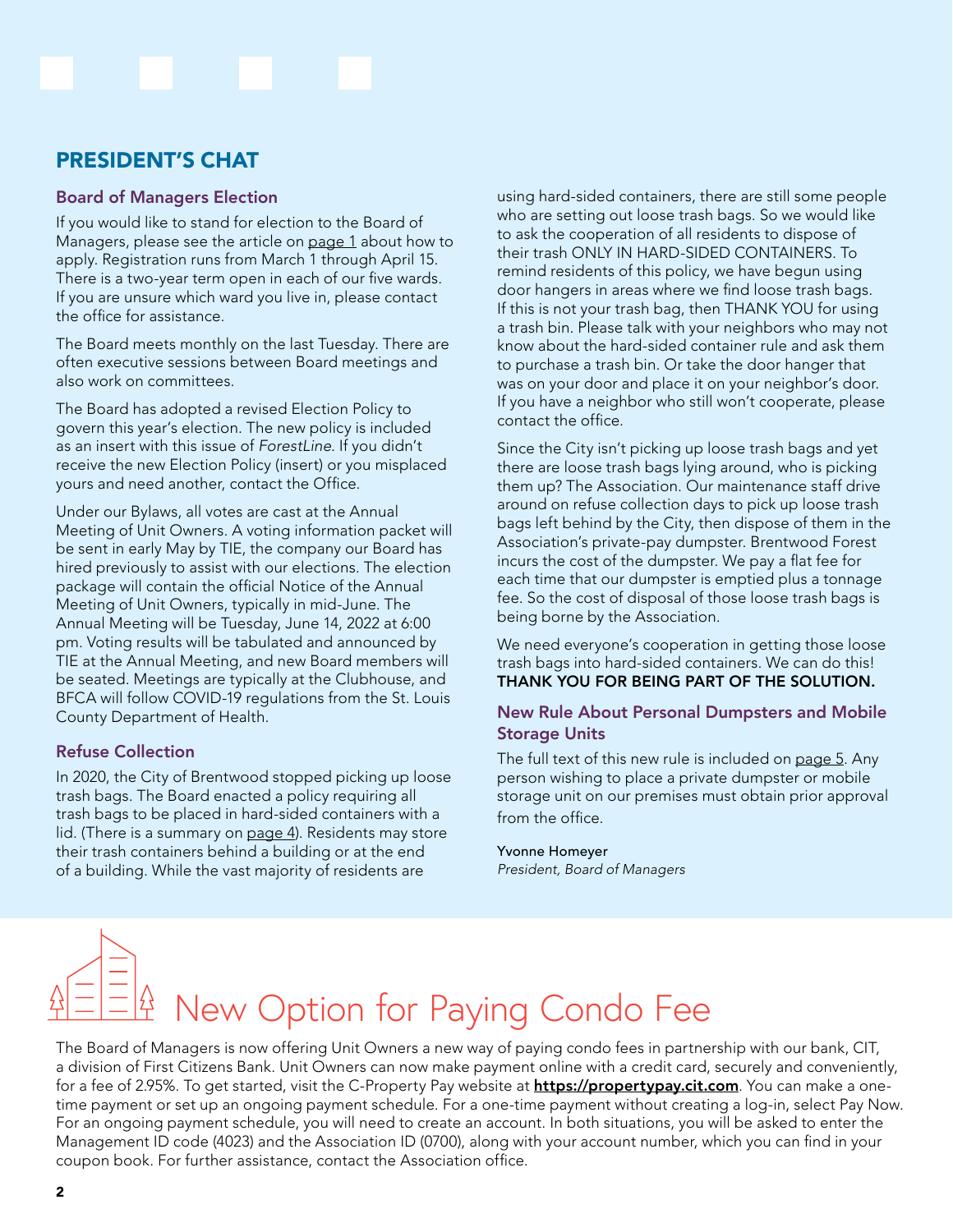## PRESIDENT'S CHAT

### Board of Managers Election

If you would like to stand for election to the Board of Managers, please see the article on page 1 about how to apply. Registration runs from March 1 through April 15. There is a two-year term open in each of our five wards. If you are unsure which ward you live in, please contact the office for assistance.

The Board meets monthly on the last Tuesday. There are often executive sessions between Board meetings and also work on committees.

The Board has adopted a revised Election Policy to govern this year's election. The new policy is included as an insert with this issue of *ForestLine*. If you didn't receive the new Election Policy (insert) or you misplaced yours and need another, contact the Office.

Under our Bylaws, all votes are cast at the Annual Meeting of Unit Owners. A voting information packet will be sent in early May by TIE, the company our Board has hired previously to assist with our elections. The election package will contain the official Notice of the Annual Meeting of Unit Owners, typically in mid-June. The Annual Meeting will be Tuesday, June 14, 2022 at 6:00 pm. Voting results will be tabulated and announced by TIE at the Annual Meeting, and new Board members will be seated. Meetings are typically at the Clubhouse, and BFCA will follow COVID-19 regulations from the St. Louis County Department of Health.

### Refuse Collection

In 2020, the City of Brentwood stopped picking up loose trash bags. The Board enacted a policy requiring all trash bags to be placed in hard-sided containers with a lid. (There is a summary on page 4). Residents may store their trash containers behind a building or at the end of a building. While the vast majority of residents are using hard-sided containers, there are still some people who are setting out loose trash bags. So we would like to ask the cooperation of all residents to dispose of their trash ONLY IN HARD-SIDED CONTAINERS. To remind residents of this policy, we have begun using door hangers in areas where we find loose trash bags. If this is not your trash bag, then THANK YOU for using a trash bin. Please talk with your neighbors who may not know about the hard-sided container rule and ask them to purchase a trash bin. Or take the door hanger that was on your door and place it on your neighbor's door. If you have a neighbor who still won't cooperate, please contact the office.

Since the City isn't picking up loose trash bags and yet there are loose trash bags lying around, who is picking them up? The Association. Our maintenance staff drive around on refuse collection days to pick up loose trash bags left behind by the City, then dispose of them in the Association's private-pay dumpster. Brentwood Forest incurs the cost of the dumpster. We pay a flat fee for each time that our dumpster is emptied plus a tonnage fee. So the cost of disposal of those loose trash bags is being borne by the Association.

We need everyone's cooperation in getting those loose trash bags into hard-sided containers. We can do this! **THANK YOU FOR BEING PART OF THE SOLUTION.**

### New Rule About Personal Dumpsters and Mobile Storage Units

The full text of this new rule is included on page 5. Any person wishing to place a private dumpster or mobile storage unit on our premises must obtain prior approval from the office.

Yvonne Homeyer
*President, Board of Managers*

# New Option for Paying Condo Fee

The Board of Managers is now offering Unit Owners a new way of paying condo fees in partnership with our bank, CIT, a division of First Citizens Bank. Unit Owners can now make payment online with a credit card, securely and conveniently, for a fee of 2.95%. To get started, visit the C-Property Pay website at **https://propertypay.cit.com**. You can make a one-time payment or set up an ongoing payment schedule. For a one-time payment without creating a log-in, select Pay Now. For an ongoing payment schedule, you will need to create an account. In both situations, you will be asked to enter the Management ID code (4023) and the Association ID (0700), along with your account number, which you can find in your coupon book. For further assistance, contact the Association office.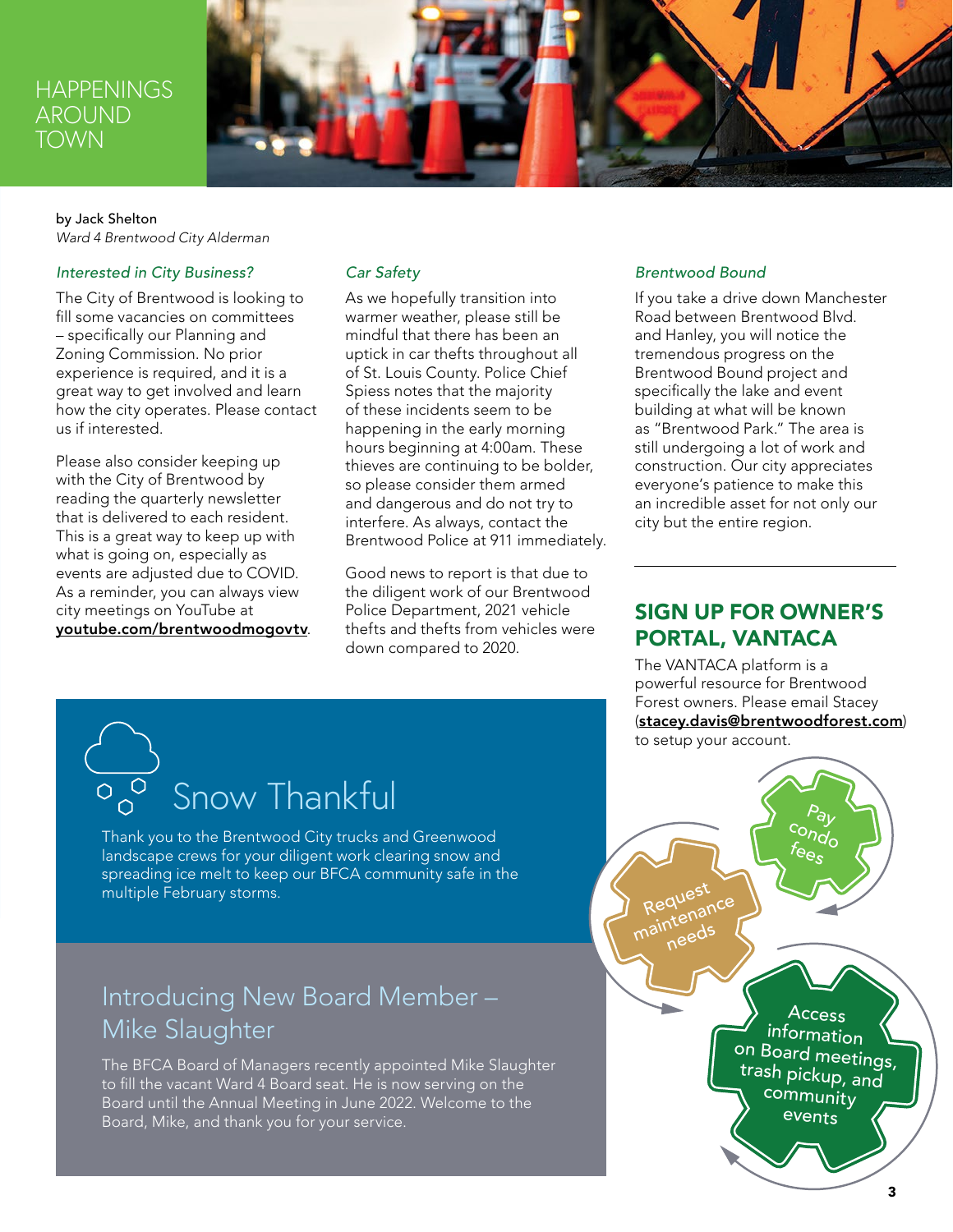# HAPPENINGS AROUND TOWN

by Jack Shelton
*Ward 4 Brentwood City Alderman*

### *Interested in City Business?*

The City of Brentwood is looking to fill some vacancies on committees – specifically our Planning and Zoning Commission. No prior experience is required, and it is a great way to get involved and learn how the city operates. Please contact us if interested.

Please also consider keeping up with the City of Brentwood by reading the quarterly newsletter that is delivered to each resident. This is a great way to keep up with what is going on, especially as events are adjusted due to COVID. As a reminder, you can always view city meetings on YouTube at **youtube.com/brentwoodmogovtv**.

### *Car Safety*

As we hopefully transition into warmer weather, please still be mindful that there has been an uptick in car thefts throughout all of St. Louis County. Police Chief Spiess notes that the majority of these incidents seem to be happening in the early morning hours beginning at 4:00am. These thieves are continuing to be bolder, so please consider them armed and dangerous and do not try to interfere. As always, contact the Brentwood Police at 911 immediately.

Good news to report is that due to the diligent work of our Brentwood Police Department, 2021 vehicle thefts and thefts from vehicles were down compared to 2020.

### *Brentwood Bound*

If you take a drive down Manchester Road between Brentwood Blvd. and Hanley, you will notice the tremendous progress on the Brentwood Bound project and specifically the lake and event building at what will be known as "Brentwood Park." The area is still undergoing a lot of work and construction. Our city appreciates everyone's patience to make this an incredible asset for not only our city but the entire region.

## SIGN UP FOR OWNER'S PORTAL, VANTACA

The VANTACA platform is a powerful resource for Brentwood Forest owners. Please email Stacey (**stacey.davis@brentwoodforest.com**) to setup your account.

- Pay condo fees
- Request maintenance needs
- Access information on Board meetings, trash pickup, and community events

## Snow Thankful

Thank you to the Brentwood City trucks and Greenwood landscape crews for your diligent work clearing snow and spreading ice melt to keep our BFCA community safe in the multiple February storms.

## Introducing New Board Member – Mike Slaughter

The BFCA Board of Managers recently appointed Mike Slaughter to fill the vacant Ward 4 Board seat. He is now serving on the Board until the Annual Meeting in June 2022. Welcome to the Board, Mike, and thank you for your service.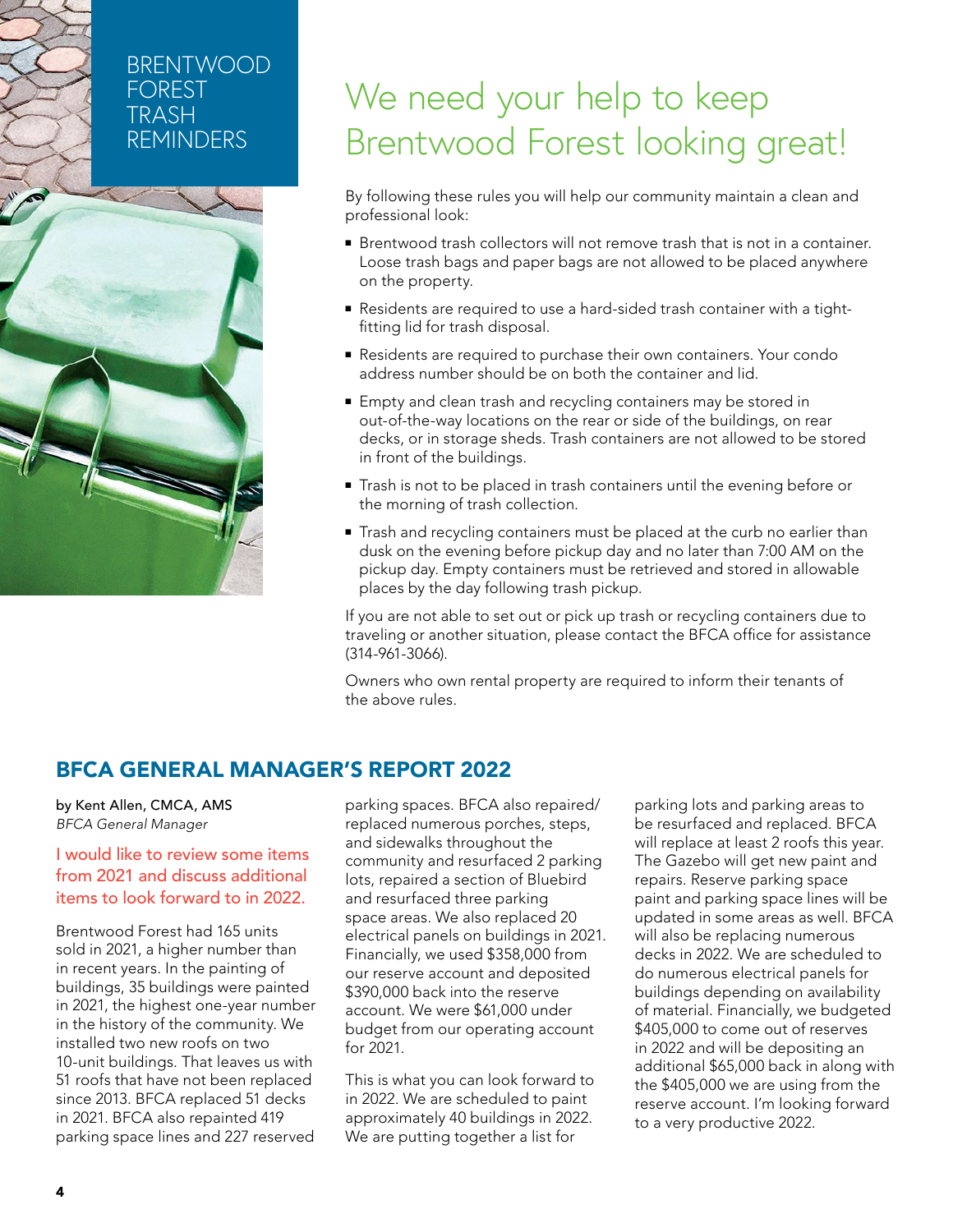BRENTWOOD FOREST TRASH REMINDERS

# We need your help to keep Brentwood Forest looking great!

By following these rules you will help our community maintain a clean and professional look:

- Brentwood trash collectors will not remove trash that is not in a container. Loose trash bags and paper bags are not allowed to be placed anywhere on the property.
- Residents are required to use a hard-sided trash container with a tight-fitting lid for trash disposal.
- Residents are required to purchase their own containers. Your condo address number should be on both the container and lid.
- Empty and clean trash and recycling containers may be stored in out-of-the-way locations on the rear or side of the buildings, on rear decks, or in storage sheds. Trash containers are not allowed to be stored in front of the buildings.
- Trash is not to be placed in trash containers until the evening before or the morning of trash collection.
- Trash and recycling containers must be placed at the curb no earlier than dusk on the evening before pickup day and no later than 7:00 AM on the pickup day. Empty containers must be retrieved and stored in allowable places by the day following trash pickup.

If you are not able to set out or pick up trash or recycling containers due to traveling or another situation, please contact the BFCA office for assistance (314-961-3066).

Owners who own rental property are required to inform their tenants of the above rules.

## BFCA GENERAL MANAGER'S REPORT 2022

by Kent Allen, CMCA, AMS
*BFCA General Manager*

I would like to review some items from 2021 and discuss additional items to look forward to in 2022.

Brentwood Forest had 165 units sold in 2021, a higher number than in recent years. In the painting of buildings, 35 buildings were painted in 2021, the highest one-year number in the history of the community. We installed two new roofs on two 10-unit buildings. That leaves us with 51 roofs that have not been replaced since 2013. BFCA replaced 51 decks in 2021. BFCA also repainted 419 parking space lines and 227 reserved parking spaces. BFCA also repaired/replaced numerous porches, steps, and sidewalks throughout the community and resurfaced 2 parking lots, repaired a section of Bluebird and resurfaced three parking space areas. We also replaced 20 electrical panels on buildings in 2021. Financially, we used $358,000 from our reserve account and deposited $390,000 back into the reserve account. We were $61,000 under budget from our operating account for 2021.

This is what you can look forward to in 2022. We are scheduled to paint approximately 40 buildings in 2022. We are putting together a list for parking lots and parking areas to be resurfaced and replaced. BFCA will replace at least 2 roofs this year. The Gazebo will get new paint and repairs. Reserve parking space paint and parking space lines will be updated in some areas as well. BFCA will also be replacing numerous decks in 2022. We are scheduled to do numerous electrical panels for buildings depending on availability of material. Financially, we budgeted $405,000 to come out of reserves in 2022 and will be depositing an additional $65,000 back in along with the $405,000 we are using from the reserve account. I'm looking forward to a very productive 2022.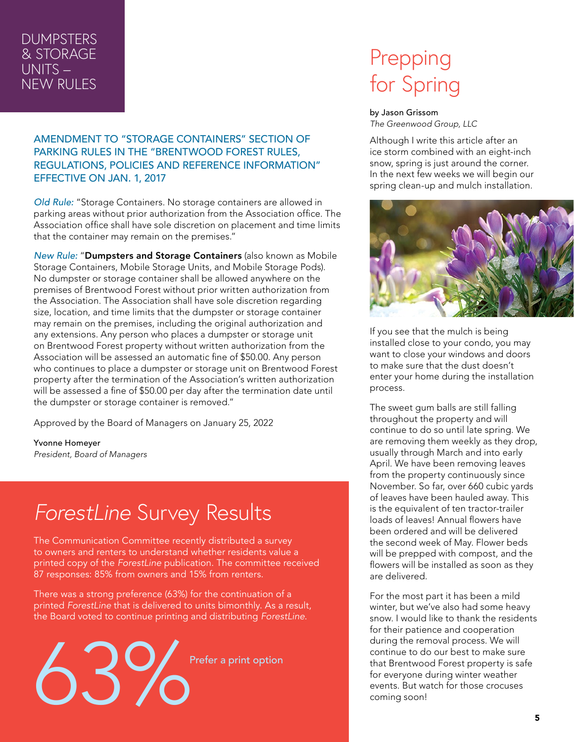# DUMPSTERS & STORAGE UNITS – NEW RULES

## AMENDMENT TO "STORAGE CONTAINERS" SECTION OF PARKING RULES IN THE "BRENTWOOD FOREST RULES, REGULATIONS, POLICIES AND REFERENCE INFORMATION" EFFECTIVE ON JAN. 1, 2017

*Old Rule:* "Storage Containers. No storage containers are allowed in parking areas without prior authorization from the Association office. The Association office shall have sole discretion on placement and time limits that the container may remain on the premises."

*New Rule:* "**Dumpsters and Storage Containers** (also known as Mobile Storage Containers, Mobile Storage Units, and Mobile Storage Pods). No dumpster or storage container shall be allowed anywhere on the premises of Brentwood Forest without prior written authorization from the Association. The Association shall have sole discretion regarding size, location, and time limits that the dumpster or storage container may remain on the premises, including the original authorization and any extensions. Any person who places a dumpster or storage unit on Brentwood Forest property without written authorization from the Association will be assessed an automatic fine of $50.00. Any person who continues to place a dumpster or storage unit on Brentwood Forest property after the termination of the Association's written authorization will be assessed a fine of $50.00 per day after the termination date until the dumpster or storage container is removed."

Approved by the Board of Managers on January 25, 2022

Yvonne Homeyer
*President, Board of Managers*

# *ForestLine* Survey Results

The Communication Committee recently distributed a survey to owners and renters to understand whether residents value a printed copy of the *ForestLine* publication. The committee received 87 responses: 85% from owners and 15% from renters.

There was a strong preference (63%) for the continuation of a printed *ForestLine* that is delivered to units bimonthly. As a result, the Board voted to continue printing and distributing *ForestLine*.

63% Prefer a print option

# Prepping for Spring

by Jason Grissom
*The Greenwood Group, LLC*

Although I write this article after an ice storm combined with an eight-inch snow, spring is just around the corner. In the next few weeks we will begin our spring clean-up and mulch installation.

If you see that the mulch is being installed close to your condo, you may want to close your windows and doors to make sure that the dust doesn't enter your home during the installation process.

The sweet gum balls are still falling throughout the property and will continue to do so until late spring. We are removing them weekly as they drop, usually through March and into early April. We have been removing leaves from the property continuously since November. So far, over 660 cubic yards of leaves have been hauled away. This is the equivalent of ten tractor-trailer loads of leaves! Annual flowers have been ordered and will be delivered the second week of May. Flower beds will be prepped with compost, and the flowers will be installed as soon as they are delivered.

For the most part it has been a mild winter, but we've also had some heavy snow. I would like to thank the residents for their patience and cooperation during the removal process. We will continue to do our best to make sure that Brentwood Forest property is safe for everyone during winter weather events. But watch for those crocuses coming soon!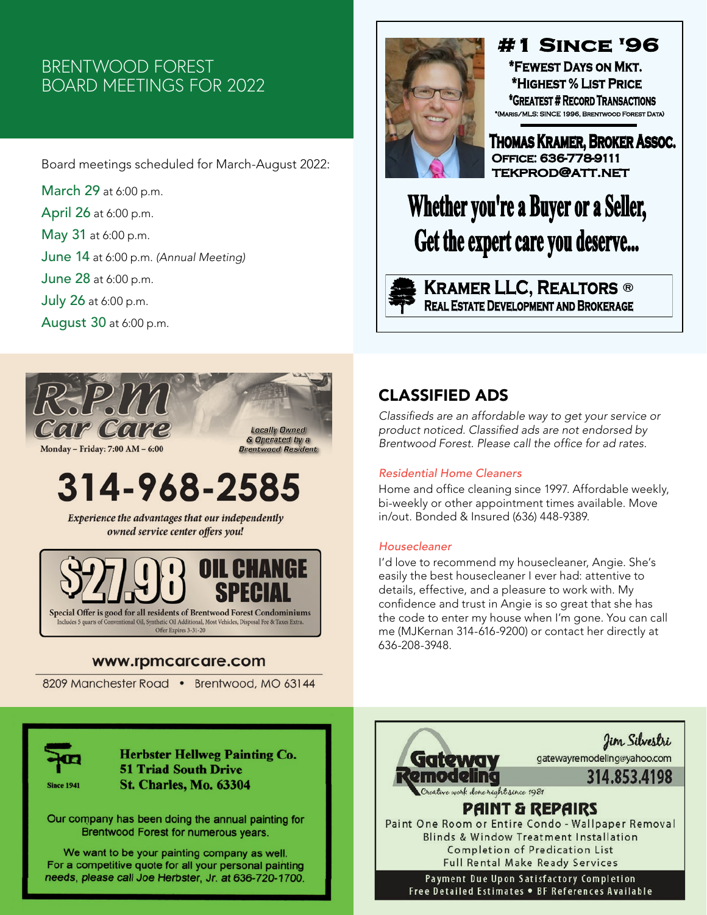## BRENTWOOD FOREST BOARD MEETINGS FOR 2022

Board meetings scheduled for March-August 2022:

March 29 at 6:00 p.m.
April 26 at 6:00 p.m.
May 31 at 6:00 p.m.
June 14 at 6:00 p.m. *(Annual Meeting)*
June 28 at 6:00 p.m.
July 26 at 6:00 p.m.
August 30 at 6:00 p.m.

---

**#1 SINCE '96**

*FEWEST DAYS ON MKT.
*HIGHEST % LIST PRICE
*GREATEST # RECORD TRANSACTIONS
*(MARIS/MLS: SINCE 1996, BRENTWOOD FOREST DATA)

**THOMAS KRAMER, BROKER ASSOC.**
OFFICE: 636-778-9111
TEKPROD@ATT.NET

**Whether you're a Buyer or a Seller, Get the expert care you deserve...**

**KRAMER LLC, REALTORS ®**
REAL ESTATE DEVELOPMENT AND BROKERAGE

---

**R.P.M Car Care**

Monday – Friday: 7:00 AM – 6:00

*Locally Owned & Operated by a Brentwood Resident*

**314-968-2585**

*Experience the advantages that our independently owned service center offers you!*

**$27.98 OIL CHANGE SPECIAL**

Special Offer is good for all residents of Brentwood Forest Condominiums
Includes 5 quarts of Conventional Oil, Synthetic Oil Additional, Most Vehicles, Disposal Fee & Taxes Extra.
Offer Expires 3-31-20

www.rpmcarcare.com

8209 Manchester Road • Brentwood, MO 63144

---

## CLASSIFIED ADS

*Classifieds are an affordable way to get your service or product noticed. Classified ads are not endorsed by Brentwood Forest. Please call the office for ad rates.*

*Residential Home Cleaners*

Home and office cleaning since 1997. Affordable weekly, bi-weekly or other appointment times available. Move in/out. Bonded & Insured (636) 448-9389.

*Housecleaner*

I'd love to recommend my housecleaner, Angie. She's easily the best housecleaner I ever had: attentive to details, effective, and a pleasure to work with. My confidence and trust in Angie is so great that she has the code to enter my house when I'm gone. You can call me (MJKernan 314-616-9200) or contact her directly at 636-208-3948.

---

Since 1941

**Herbster Hellweg Painting Co.
51 Triad South Drive
St. Charles, Mo. 63304**

Our company has been doing the annual painting for Brentwood Forest for numerous years.

We want to be your painting company as well. For a competitive quote for all your personal painting needs, please call Joe Herbster, Jr. at 636-720-1700.

---

**Gateway Remodeling**
*Creative work done right since 1981*

*Jim Silvestri*
gatewayremodeling@yahoo.com
314.853.4198

**PAINT & REPAIRS**

Paint One Room or Entire Condo - Wallpaper Removal
Blinds & Window Treatment Installation
Completion of Predication List
Full Rental Make Ready Services

Payment Due Upon Satisfactory Completion
Free Detailed Estimates • BF References Available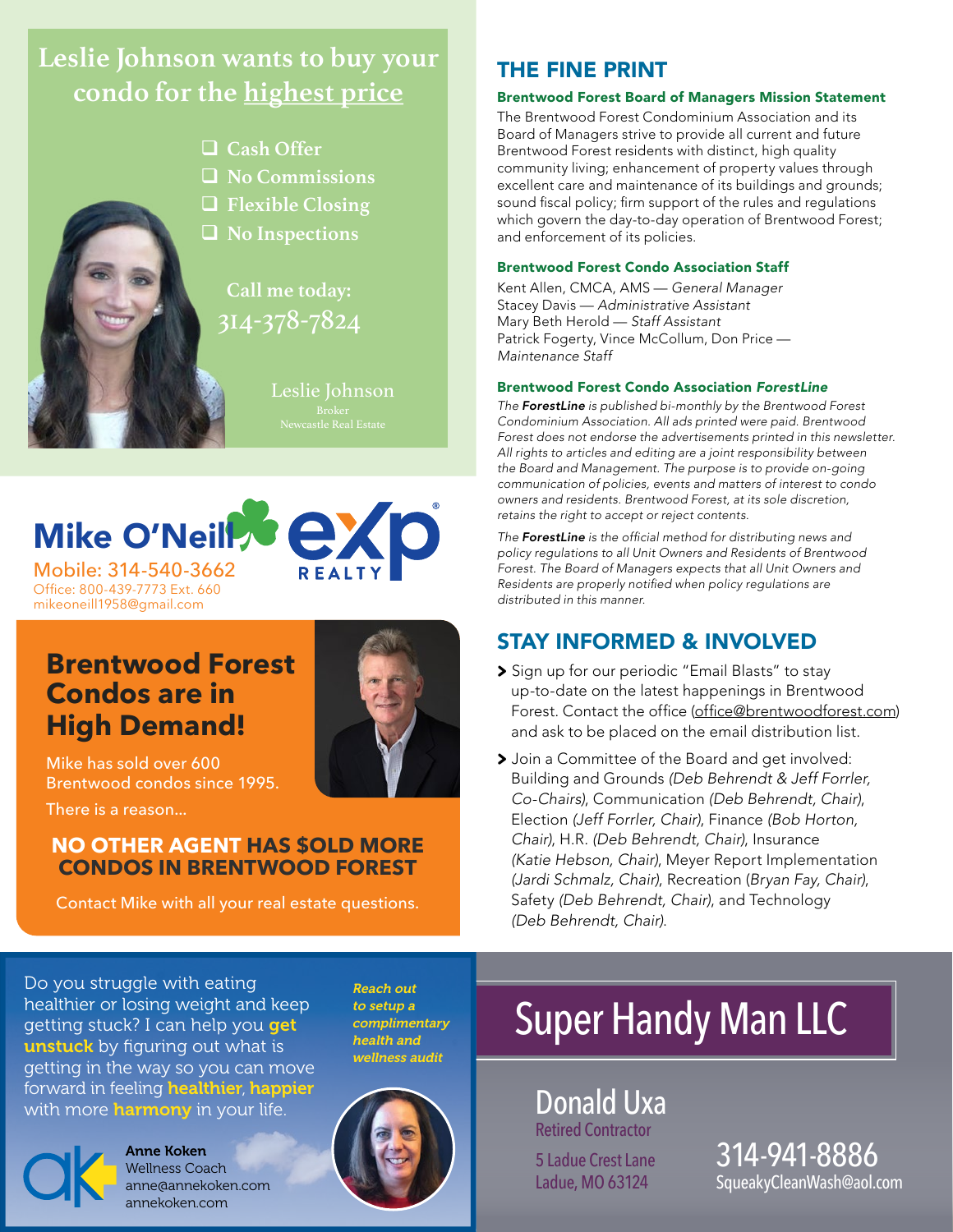## Leslie Johnson wants to buy your condo for the highest price

- ❑ Cash Offer
- ❑ No Commissions
- ❑ Flexible Closing
- ❑ No Inspections

Call me today:
314-378-7824

Leslie Johnson
Broker
Newcastle Real Estate

---

**Mike O'Neill** — eXp REALTY

Mobile: 314-540-3662
Office: 800-439-7773 Ext. 660
mikeoneill1958@gmail.com

## Brentwood Forest Condos are in High Demand!

Mike has sold over 600 Brentwood condos since 1995.

There is a reason...

**NO OTHER AGENT HAS $OLD MORE CONDOS IN BRENTWOOD FOREST**

Contact Mike with all your real estate questions.

---

## THE FINE PRINT

### Brentwood Forest Board of Managers Mission Statement

The Brentwood Forest Condominium Association and its Board of Managers strive to provide all current and future Brentwood Forest residents with distinct, high quality community living; enhancement of property values through excellent care and maintenance of its buildings and grounds; sound fiscal policy; firm support of the rules and regulations which govern the day-to-day operation of Brentwood Forest; and enforcement of its policies.

### Brentwood Forest Condo Association Staff

Kent Allen, CMCA, AMS — *General Manager*
Stacey Davis — *Administrative Assistant*
Mary Beth Herold — *Staff Assistant*
Patrick Fogerty, Vince McCollum, Don Price — *Maintenance Staff*

### Brentwood Forest Condo Association *ForestLine*

*The* ***ForestLine*** *is published bi-monthly by the Brentwood Forest Condominium Association. All ads printed were paid. Brentwood Forest does not endorse the advertisements printed in this newsletter. All rights to articles and editing are a joint responsibility between the Board and Management. The purpose is to provide on-going communication of policies, events and matters of interest to condo owners and residents. Brentwood Forest, at its sole discretion, retains the right to accept or reject contents.*

*The* ***ForestLine*** *is the official method for distributing news and policy regulations to all Unit Owners and Residents of Brentwood Forest. The Board of Managers expects that all Unit Owners and Residents are properly notified when policy regulations are distributed in this manner.*

## STAY INFORMED & INVOLVED

- Sign up for our periodic "Email Blasts" to stay up-to-date on the latest happenings in Brentwood Forest. Contact the office (office@brentwoodforest.com) and ask to be placed on the email distribution list.
- Join a Committee of the Board and get involved: Building and Grounds *(Deb Behrendt & Jeff Forrler, Co-Chairs)*, Communication *(Deb Behrendt, Chair)*, Election *(Jeff Forrler, Chair)*, Finance *(Bob Horton, Chair)*, H.R. *(Deb Behrendt, Chair)*, Insurance *(Katie Hebson, Chair)*, Meyer Report Implementation *(Jardi Schmalz, Chair)*, Recreation *(Bryan Fay, Chair)*, Safety *(Deb Behrendt, Chair)*, and Technology *(Deb Behrendt, Chair)*.

---

Do you struggle with eating healthier or losing weight and keep getting stuck? I can help you **get unstuck** by figuring out what is getting in the way so you can move forward in feeling **healthier**, **happier** with more **harmony** in your life.

***Reach out to setup a complimentary health and wellness audit***

**Anne Koken**
Wellness Coach
anne@annekoken.com
annekoken.com

---

## Super Handy Man LLC

Donald Uxa
Retired Contractor

5 Ladue Crest Lane
Ladue, MO 63124

314-941-8886
SqueakyCleanWash@aol.com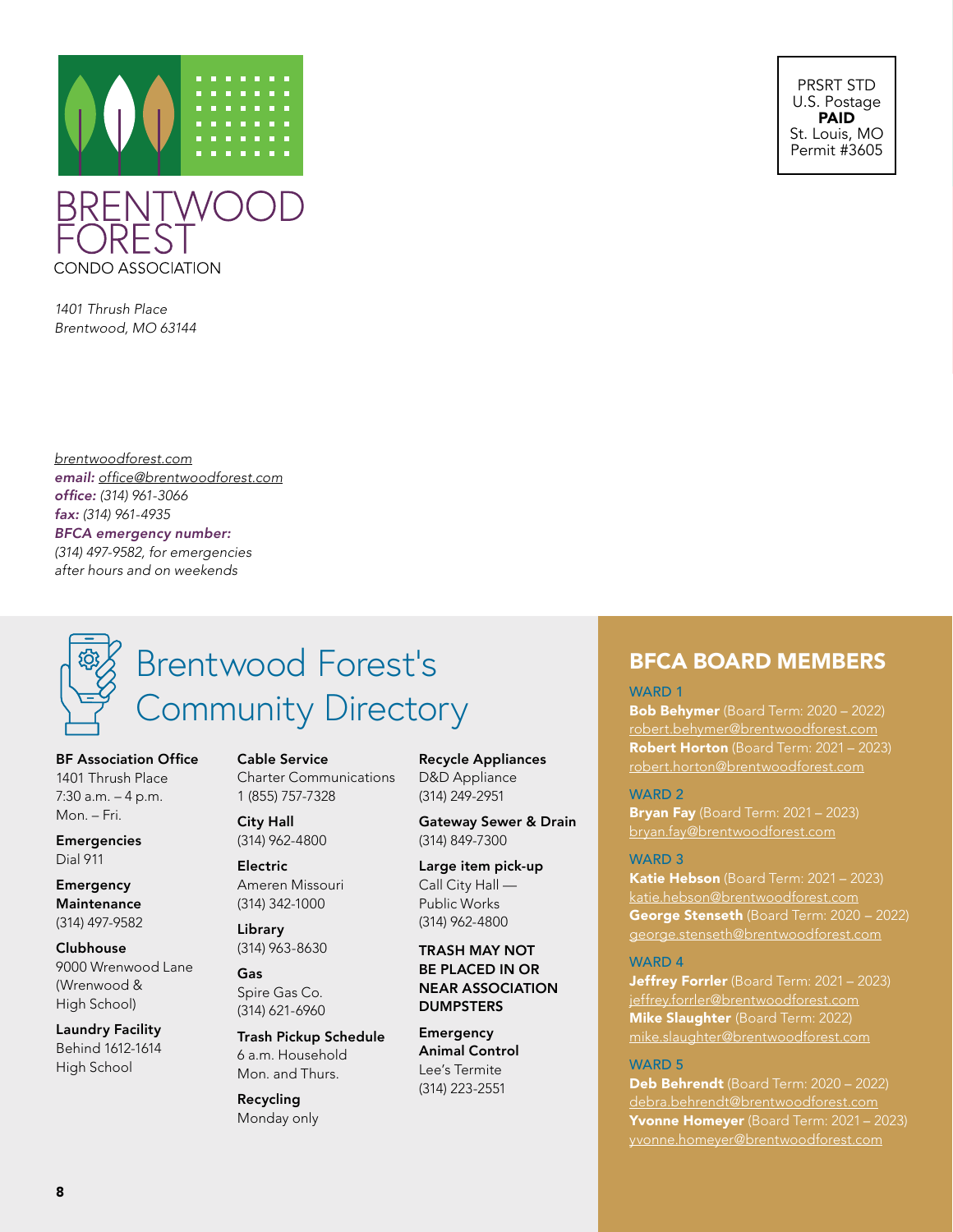# BRENTWOOD FOREST

CONDO ASSOCIATION

*1401 Thrush Place*
*Brentwood, MO 63144*

PRSRT STD
U.S. Postage
**PAID**
St. Louis, MO
Permit #3605

*brentwoodforest.com*
***email:*** *office@brentwoodforest.com*
***office:*** *(314) 961-3066*
***fax:*** *(314) 961-4935*
***BFCA emergency number:***
*(314) 497-9582, for emergencies after hours and on weekends*

## Brentwood Forest's Community Directory

**BF Association Office**
1401 Thrush Place
7:30 a.m. – 4 p.m.
Mon. – Fri.

**Emergencies**
Dial 911

**Emergency Maintenance**
(314) 497-9582

**Clubhouse**
9000 Wrenwood Lane
(Wrenwood & High School)

**Laundry Facility**
Behind 1612-1614 High School

**Cable Service**
Charter Communications
1 (855) 757-7328

**City Hall**
(314) 962-4800

**Electric**
Ameren Missouri
(314) 342-1000

**Library**
(314) 963-8630

**Gas**
Spire Gas Co.
(314) 621-6960

**Trash Pickup Schedule**
6 a.m. Household
Mon. and Thurs.

**Recycling**
Monday only

**Recycle Appliances**
D&D Appliance
(314) 249-2951

**Gateway Sewer & Drain**
(314) 849-7300

**Large item pick-up**
Call City Hall —
Public Works
(314) 962-4800

**TRASH MAY NOT BE PLACED IN OR NEAR ASSOCIATION DUMPSTERS**

**Emergency Animal Control**
Lee's Termite
(314) 223-2551

## BFCA BOARD MEMBERS

### WARD 1

**Bob Behymer** (Board Term: 2020 – 2022)
robert.behymer@brentwoodforest.com
**Robert Horton** (Board Term: 2021 – 2023)
robert.horton@brentwoodforest.com

### WARD 2

**Bryan Fay** (Board Term: 2021 – 2023)
bryan.fay@brentwoodforest.com

### WARD 3

**Katie Hebson** (Board Term: 2021 – 2023)
katie.hebson@brentwoodforest.com
**George Stenseth** (Board Term: 2020 – 2022)
george.stenseth@brentwoodforest.com

### WARD 4

**Jeffrey Forrler** (Board Term: 2021 – 2023)
jeffrey.forrler@brentwoodforest.com
**Mike Slaughter** (Board Term: 2022)
mike.slaughter@brentwoodforest.com

### WARD 5

**Deb Behrendt** (Board Term: 2020 – 2022)
debra.behrendt@brentwoodforest.com
**Yvonne Homeyer** (Board Term: 2021 – 2023)
yvonne.homeyer@brentwoodforest.com